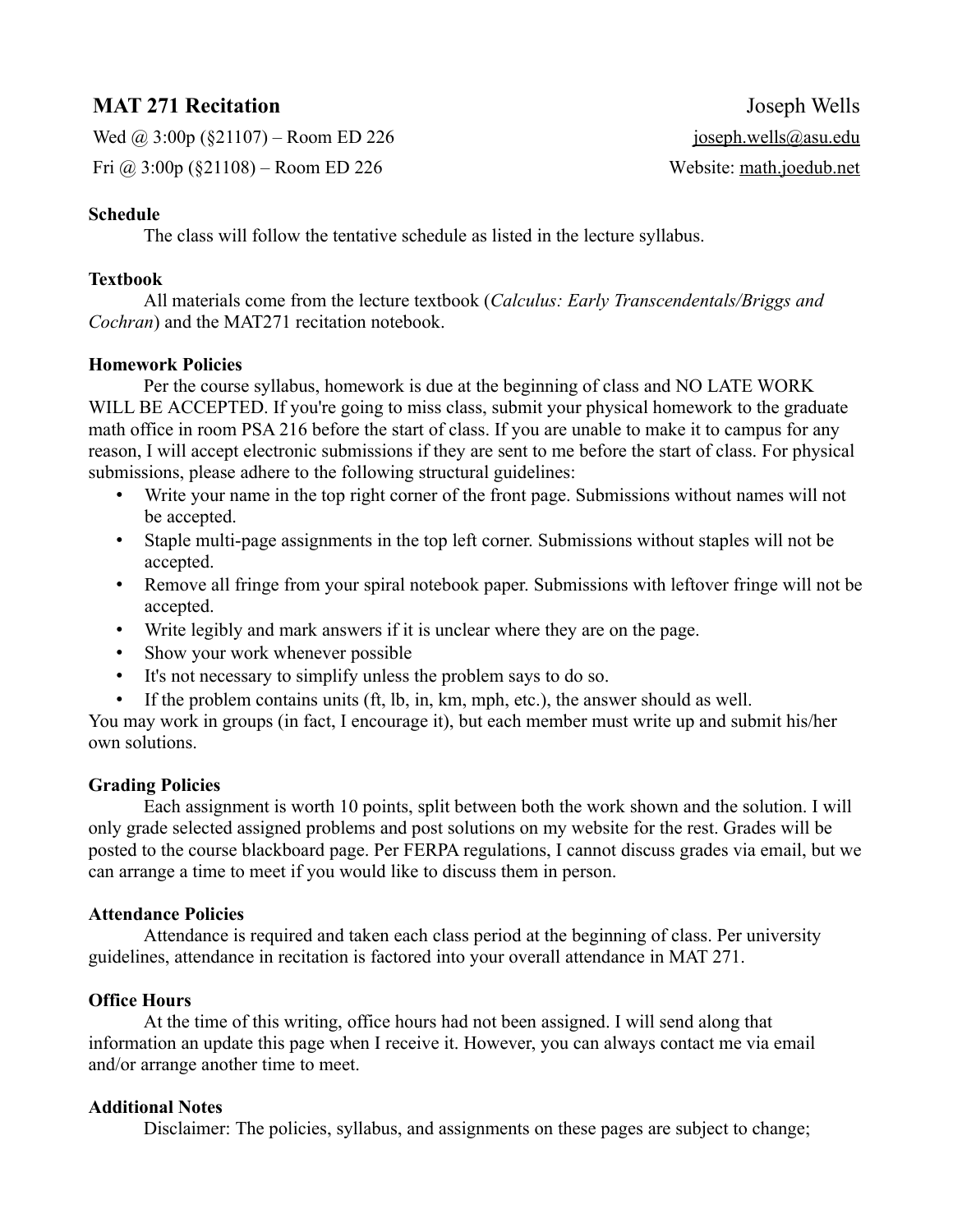# MAT 271 Recitation

**Joseph Wells**

Wed @ 3:00p (§21107) – Room ED 226

Fri @ 3:00p (§21108) – Room ED 226

joseph.wells@asu.edu

Website: math.joedub.net

### Schedule

The class will follow the tentative schedule as listed in the lecture syllabus.

### Textbook

All materials come from the lecture textbook (*Calculus: Early Transcendentals/Briggs and Cochran*) and the MAT271 recitation notebook.

### Homework Policies

Per the course syllabus, homework is due at the beginning of class and NO LATE WORK WILL BE ACCEPTED. If you're going to miss class, submit your physical homework to the graduate math office in room PSA 216 before the start of class. If you are unable to make it to campus for any reason, I will accept electronic submissions if they are sent to me before the start of class. For physical submissions, please adhere to the following structural guidelines:

- Write your name in the top right corner of the front page. Submissions without names will not be accepted.
- Staple multi-page assignments in the top left corner. Submissions without staples will not be accepted.
- Remove all fringe from your spiral notebook paper. Submissions with leftover fringe will not be accepted.
- Write legibly and mark answers if it is unclear where they are on the page.
- Show your work whenever possible
- It's not necessary to simplify unless the problem says to do so.
- If the problem contains units (ft, lb, in, km, mph, etc.), the answer should as well.

You may work in groups (in fact, I encourage it), but each member must write up and submit his/her own solutions.

### Grading Policies

Each assignment is worth 10 points, split between both the work shown and the solution. I will only grade selected assigned problems and post solutions on my website for the rest. Grades will be posted to the course blackboard page. Per FERPA regulations, I cannot discuss grades via email, but we can arrange a time to meet if you would like to discuss them in person.

### Attendance Policies

Attendance is required and taken each class period at the beginning of class. Per university guidelines, attendance in recitation is factored into your overall attendance in MAT 271.

### Office Hours

At the time of this writing, office hours had not been assigned. I will send along that information an update this page when I receive it. However, you can always contact me via email and/or arrange another time to meet.

### Additional Notes

Disclaimer: The policies, syllabus, and assignments on these pages are subject to change;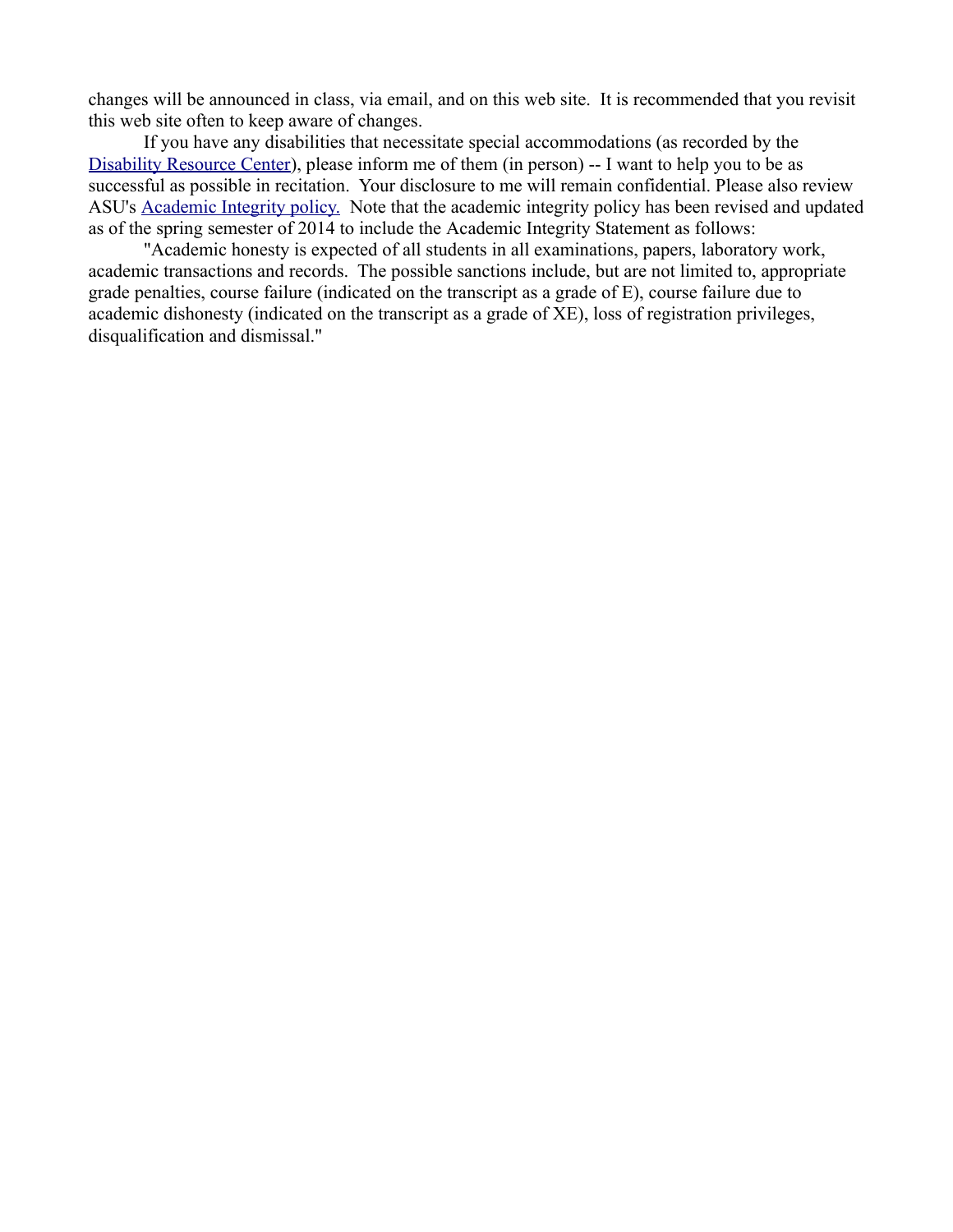changes will be announced in class, via email, and on this web site. It is recommended that you revisit this web site often to keep aware of changes.

If you have any disabilities that necessitate special accommodations (as recorded by the Disability Resource Center), please inform me of them (in person) -- I want to help you to be as successful as possible in recitation. Your disclosure to me will remain confidential. Please also review ASU's Academic Integrity policy. Note that the academic integrity policy has been revised and updated as of the spring semester of 2014 to include the Academic Integrity Statement as follows:

"Academic honesty is expected of all students in all examinations, papers, laboratory work, academic transactions and records. The possible sanctions include, but are not limited to, appropriate grade penalties, course failure (indicated on the transcript as a grade of E), course failure due to academic dishonesty (indicated on the transcript as a grade of XE), loss of registration privileges, disqualification and dismissal."